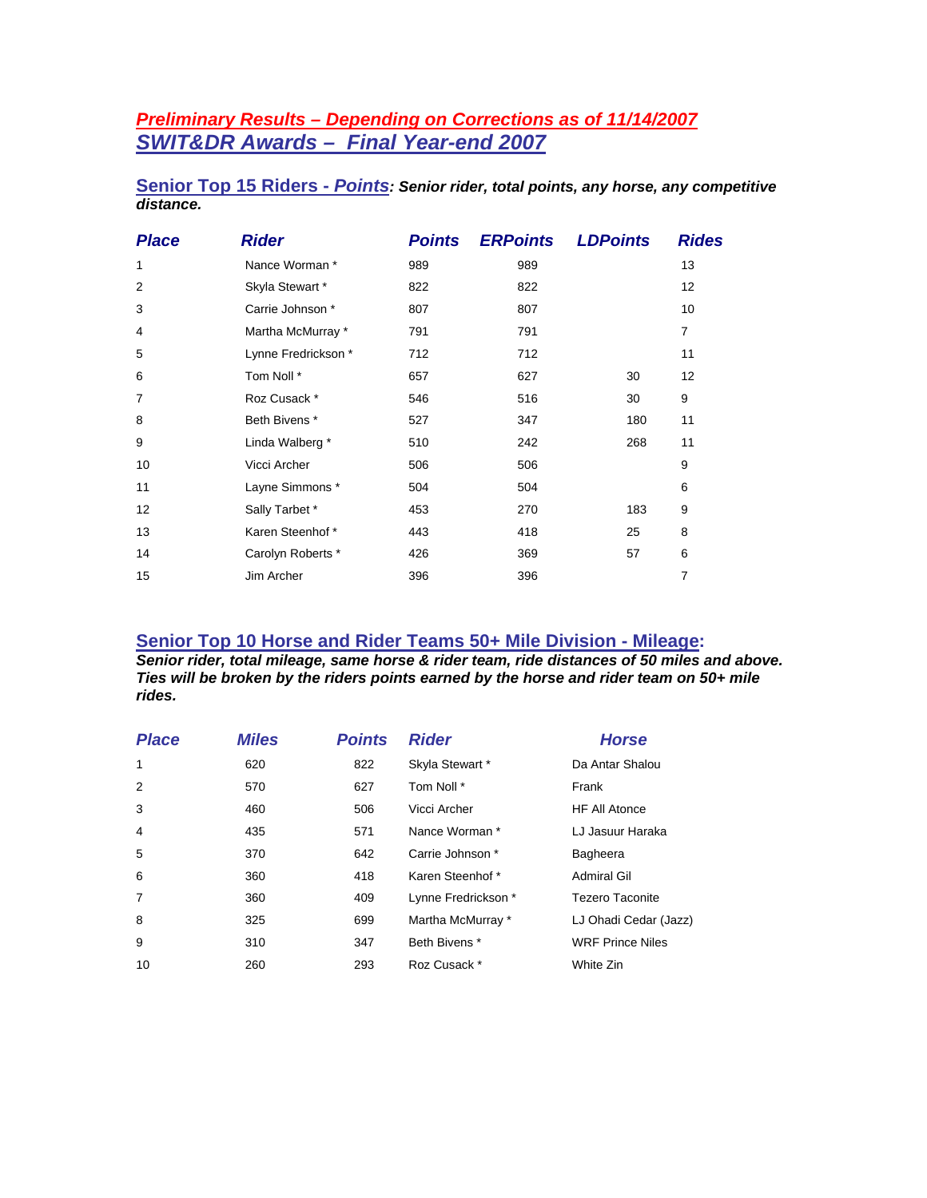# *Preliminary Results – Depending on Corrections as of 11/14/2007*

# *SWIT&DR Awards – Final Year-end 2007*

## Senior Top 15 Riders - *Points*: ***Senior rider, total points, any horse, any competitive distance.***

| Place | Rider | Points | ERPoints | LDPoints | Rides |
|---|---|---|---|---|---|
| 1 | Nance Worman * | 989 | 989 | | 13 |
| 2 | Skyla Stewart * | 822 | 822 | | 12 |
| 3 | Carrie Johnson * | 807 | 807 | | 10 |
| 4 | Martha McMurray * | 791 | 791 | | 7 |
| 5 | Lynne Fredrickson * | 712 | 712 | | 11 |
| 6 | Tom Noll * | 657 | 627 | 30 | 12 |
| 7 | Roz Cusack * | 546 | 516 | 30 | 9 |
| 8 | Beth Bivens * | 527 | 347 | 180 | 11 |
| 9 | Linda Walberg * | 510 | 242 | 268 | 11 |
| 10 | Vicci Archer | 506 | 506 | | 9 |
| 11 | Layne Simmons * | 504 | 504 | | 6 |
| 12 | Sally Tarbet * | 453 | 270 | 183 | 9 |
| 13 | Karen Steenhof * | 443 | 418 | 25 | 8 |
| 14 | Carolyn Roberts * | 426 | 369 | 57 | 6 |
| 15 | Jim Archer | 396 | 396 | | 7 |

## Senior Top 10 Horse and Rider Teams 50+ Mile Division - Mileage:

***Senior rider, total mileage, same horse & rider team, ride distances of 50 miles and above. Ties will be broken by the riders points earned by the horse and rider team on 50+ mile rides.***

| Place | Miles | Points | Rider | Horse |
|---|---|---|---|---|
| 1 | 620 | 822 | Skyla Stewart * | Da Antar Shalou |
| 2 | 570 | 627 | Tom Noll * | Frank |
| 3 | 460 | 506 | Vicci Archer | HF All Atonce |
| 4 | 435 | 571 | Nance Worman * | LJ Jasuur Haraka |
| 5 | 370 | 642 | Carrie Johnson * | Bagheera |
| 6 | 360 | 418 | Karen Steenhof * | Admiral Gil |
| 7 | 360 | 409 | Lynne Fredrickson * | Tezero Taconite |
| 8 | 325 | 699 | Martha McMurray * | LJ Ohadi Cedar (Jazz) |
| 9 | 310 | 347 | Beth Bivens * | WRF Prince Niles |
| 10 | 260 | 293 | Roz Cusack * | White Zin |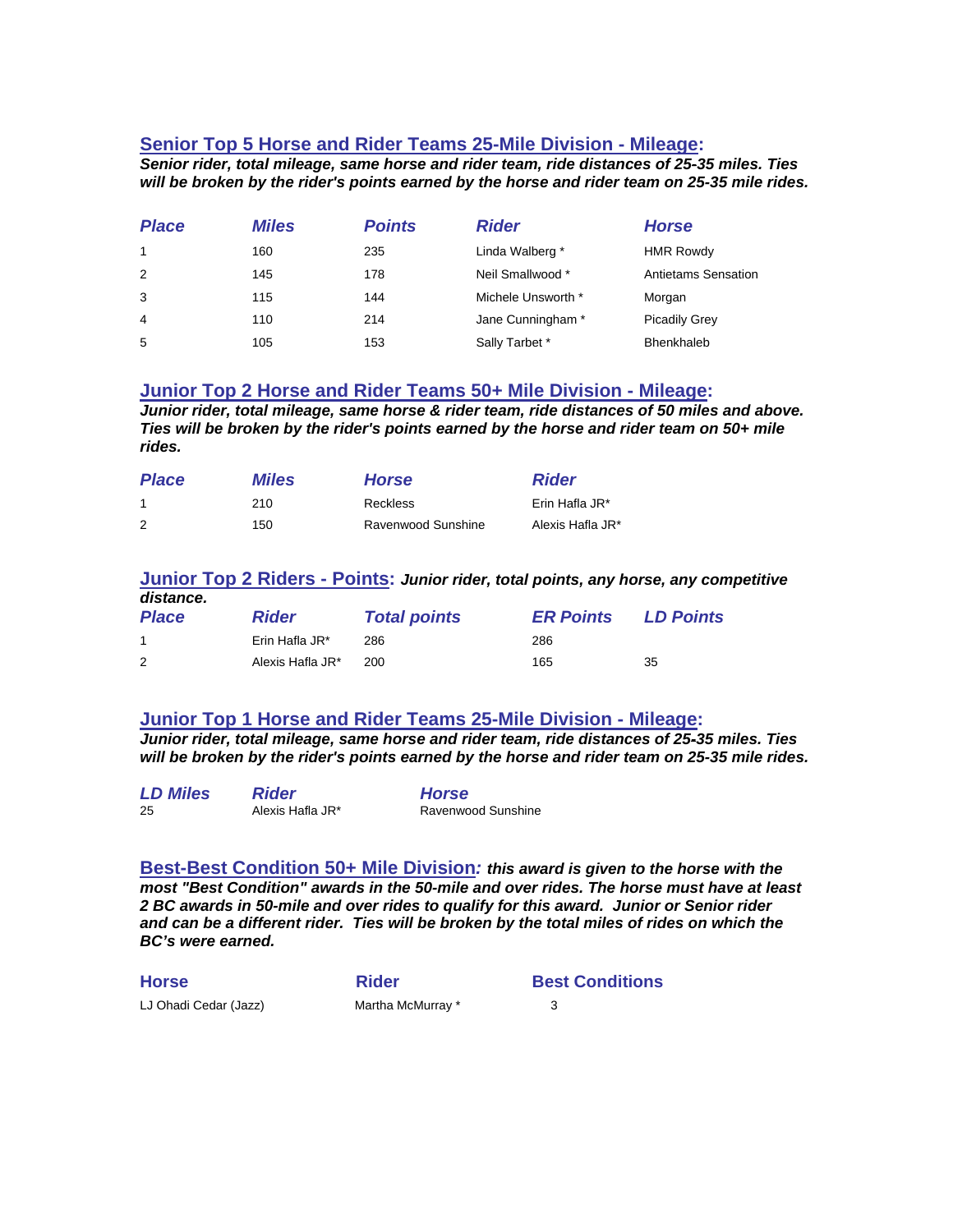## Senior Top 5 Horse and Rider Teams 25-Mile Division - Mileage:

***Senior rider, total mileage, same horse and rider team, ride distances of 25-35 miles. Ties will be broken by the rider's points earned by the horse and rider team on 25-35 mile rides.***

| *Place* | *Miles* | *Points* | *Rider* | *Horse* |
|---|---|---|---|---|
| 1 | 160 | 235 | Linda Walberg * | HMR Rowdy |
| 2 | 145 | 178 | Neil Smallwood * | Antietams Sensation |
| 3 | 115 | 144 | Michele Unsworth * | Morgan |
| 4 | 110 | 214 | Jane Cunningham * | Picadily Grey |
| 5 | 105 | 153 | Sally Tarbet * | Bhenkhaleb |

## Junior Top 2 Horse and Rider Teams 50+ Mile Division - Mileage:

***Junior rider, total mileage, same horse & rider team, ride distances of 50 miles and above. Ties will be broken by the rider's points earned by the horse and rider team on 50+ mile rides.***

| *Place* | *Miles* | *Horse* | *Rider* |
|---|---|---|---|
| 1 | 210 | Reckless | Erin Hafla JR* |
| 2 | 150 | Ravenwood Sunshine | Alexis Hafla JR* |

## Junior Top 2 Riders - Points: ***Junior rider, total points, any horse, any competitive distance.***

| *Place* | *Rider* | *Total points* | *ER Points* | *LD Points* |
|---|---|---|---|---|
| 1 | Erin Hafla JR* | 286 | 286 | |
| 2 | Alexis Hafla JR* | 200 | 165 | 35 |

## Junior Top 1 Horse and Rider Teams 25-Mile Division - Mileage:

***Junior rider, total mileage, same horse and rider team, ride distances of 25-35 miles. Ties will be broken by the rider's points earned by the horse and rider team on 25-35 mile rides.***

| *LD Miles* | *Rider* | *Horse* |
|---|---|---|
| 25 | Alexis Hafla JR* | Ravenwood Sunshine |

## Best-Best Condition 50+ Mile Division: ***this award is given to the horse with the most "Best Condition" awards in the 50-mile and over rides. The horse must have at least 2 BC awards in 50-mile and over rides to qualify for this award. Junior or Senior rider and can be a different rider. Ties will be broken by the total miles of rides on which the BC's were earned.***

| **Horse** | **Rider** | **Best Conditions** |
|---|---|---|
| LJ Ohadi Cedar (Jazz) | Martha McMurray * | 3 |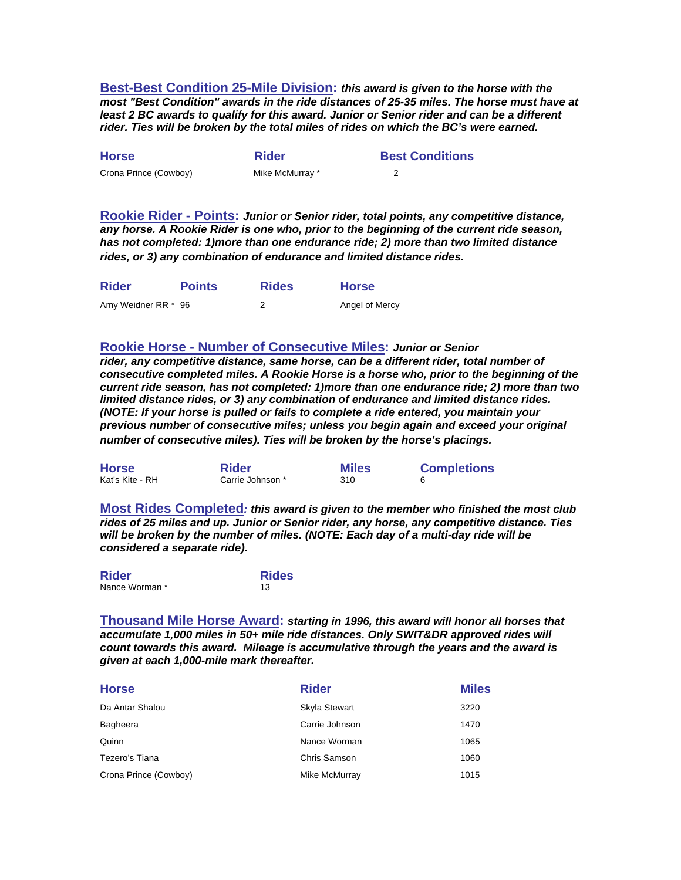**Best-Best Condition 25-Mile Division:** ***this award is given to the horse with the most "Best Condition" awards in the ride distances of 25-35 miles. The horse must have at least 2 BC awards to qualify for this award. Junior or Senior rider and can be a different rider. Ties will be broken by the total miles of rides on which the BC's were earned.***

| Horse | Rider | Best Conditions |
|---|---|---|
| Crona Prince (Cowboy) | Mike McMurray * | 2 |

**Rookie Rider - Points:** ***Junior or Senior rider, total points, any competitive distance, any horse. A Rookie Rider is one who, prior to the beginning of the current ride season, has not completed: 1)more than one endurance ride; 2) more than two limited distance rides, or 3) any combination of endurance and limited distance rides.***

| Rider | Points | Rides | Horse |
|---|---|---|---|
| Amy Weidner RR * | 96 | 2 | Angel of Mercy |

**Rookie Horse - Number of Consecutive Miles:** ***Junior or Senior rider, any competitive distance, same horse, can be a different rider, total number of consecutive completed miles. A Rookie Horse is a horse who, prior to the beginning of the current ride season, has not completed: 1)more than one endurance ride; 2) more than two limited distance rides, or 3) any combination of endurance and limited distance rides. (NOTE: If your horse is pulled or fails to complete a ride entered, you maintain your previous number of consecutive miles; unless you begin again and exceed your original number of consecutive miles). Ties will be broken by the horse's placings.***

| Horse | Rider | Miles | Completions |
|---|---|---|---|
| Kat's Kite - RH | Carrie Johnson * | 310 | 6 |

**Most Rides Completed***: this award is given to the member who finished the most club rides of 25 miles and up. Junior or Senior rider, any horse, any competitive distance. Ties will be broken by the number of miles. (NOTE: Each day of a multi-day ride will be considered a separate ride).*

| Rider | Rides |
|---|---|
| Nance Worman * | 13 |

**Thousand Mile Horse Award:** ***starting in 1996, this award will honor all horses that accumulate 1,000 miles in 50+ mile ride distances. Only SWIT&DR approved rides will count towards this award. Mileage is accumulative through the years and the award is given at each 1,000-mile mark thereafter.***

| Horse | Rider | Miles |
|---|---|---|
| Da Antar Shalou | Skyla Stewart | 3220 |
| Bagheera | Carrie Johnson | 1470 |
| Quinn | Nance Worman | 1065 |
| Tezero's Tiana | Chris Samson | 1060 |
| Crona Prince (Cowboy) | Mike McMurray | 1015 |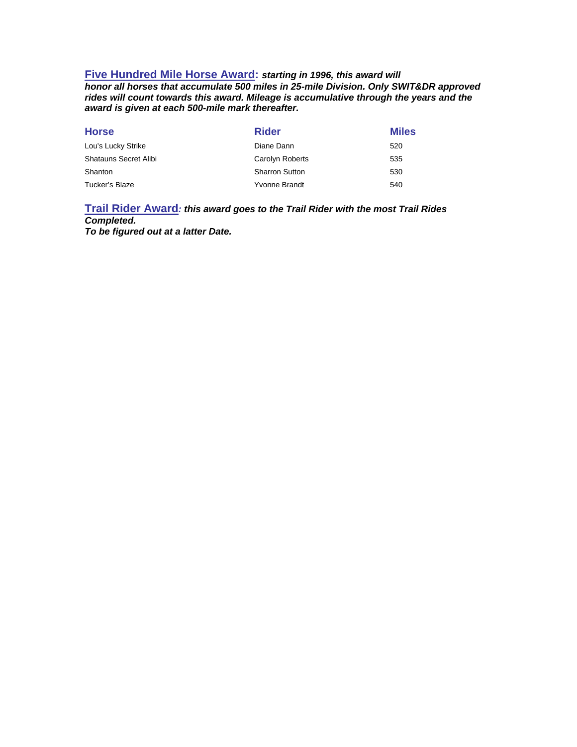**Five Hundred Mile Horse Award:** ***starting in 1996, this award will honor all horses that accumulate 500 miles in 25-mile Division. Only SWIT&DR approved rides will count towards this award. Mileage is accumulative through the years and the award is given at each 500-mile mark thereafter.***

| Horse | Rider | Miles |
|---|---|---|
| Lou's Lucky Strike | Diane Dann | 520 |
| Shatauns Secret Alibi | Carolyn Roberts | 535 |
| Shanton | Sharron Sutton | 530 |
| Tucker's Blaze | Yvonne Brandt | 540 |

**Trail Rider Award***: this award goes to the Trail Rider with the most Trail Rides Completed.*
***To be figured out at a latter Date.***